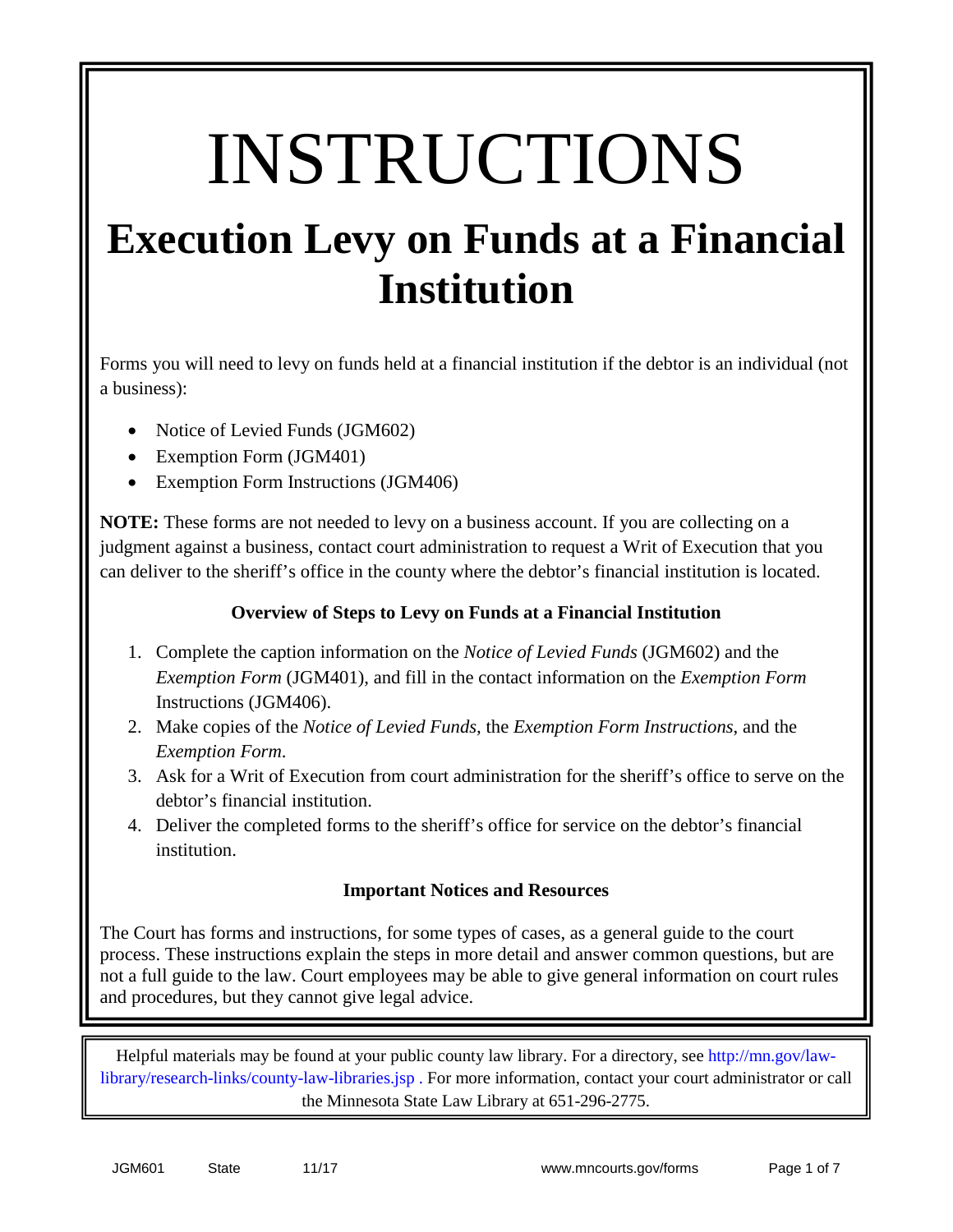# INSTRUCTIONS

## Execution Levy on Funds at a Financial Institution

Forms you will need to levy on funds held at a financial institution if the debtor is an individual (not a business):

- Notice of Levied Funds (JGM602)
- Exemption Form (JGM401)
- Exemption Form Instructions (JGM406)

**NOTE:** These forms are not needed to levy on a business account. If you are collecting on a judgment against a business, contact court administration to request a Writ of Execution that you can deliver to the sheriff's office in the county where the debtor's financial institution is located.

### Overview of Steps to Levy on Funds at a Financial Institution

1. Complete the caption information on the *Notice of Levied Funds* (JGM602) and the *Exemption Form* (JGM401), and fill in the contact information on the *Exemption Form* Instructions (JGM406).
2. Make copies of the *Notice of Levied Funds,* the *Exemption Form Instructions,* and the *Exemption Form*.
3. Ask for a Writ of Execution from court administration for the sheriff's office to serve on the debtor's financial institution.
4. Deliver the completed forms to the sheriff's office for service on the debtor's financial institution.

### Important Notices and Resources

The Court has forms and instructions, for some types of cases, as a general guide to the court process. These instructions explain the steps in more detail and answer common questions, but are not a full guide to the law. Court employees may be able to give general information on court rules and procedures, but they cannot give legal advice.

Helpful materials may be found at your public county law library. For a directory, see http://mn.gov/law-library/research-links/county-law-libraries.jsp . For more information, contact your court administrator or call the Minnesota State Law Library at 651-296-2775.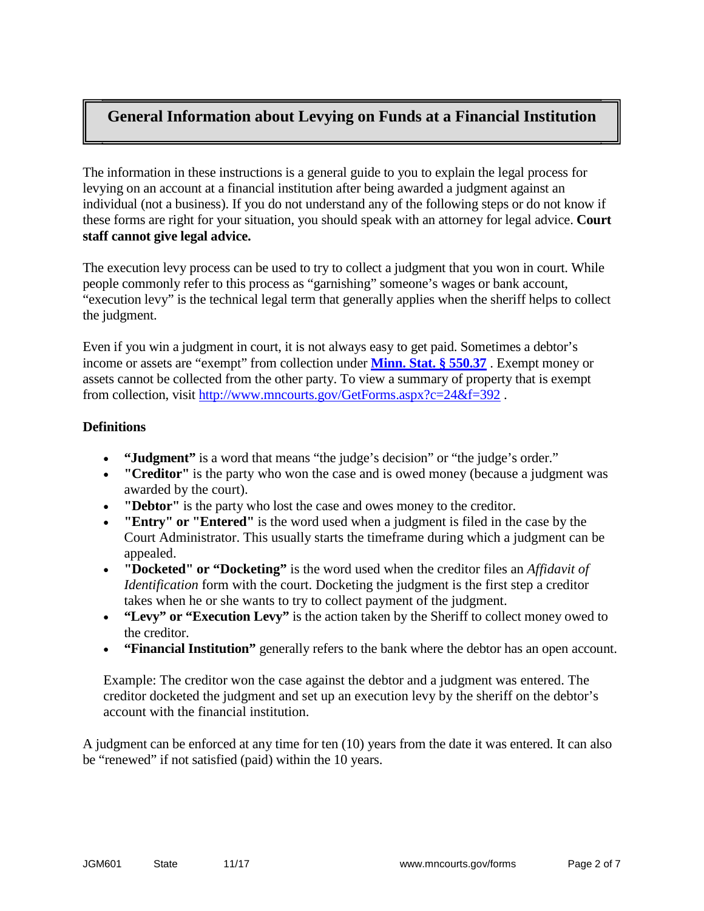# General Information about Levying on Funds at a Financial Institution

The information in these instructions is a general guide to you to explain the legal process for levying on an account at a financial institution after being awarded a judgment against an individual (not a business). If you do not understand any of the following steps or do not know if these forms are right for your situation, you should speak with an attorney for legal advice. **Court staff cannot give legal advice.**

The execution levy process can be used to try to collect a judgment that you won in court. While people commonly refer to this process as "garnishing" someone's wages or bank account, "execution levy" is the technical legal term that generally applies when the sheriff helps to collect the judgment.

Even if you win a judgment in court, it is not always easy to get paid. Sometimes a debtor's income or assets are "exempt" from collection under **Minn. Stat. § 550.37** . Exempt money or assets cannot be collected from the other party. To view a summary of property that is exempt from collection, visit http://www.mncourts.gov/GetForms.aspx?c=24&f=392 .

**Definitions**

- **"Judgment"** is a word that means "the judge's decision" or "the judge's order."
- **"Creditor"** is the party who won the case and is owed money (because a judgment was awarded by the court).
- **"Debtor"** is the party who lost the case and owes money to the creditor.
- **"Entry" or "Entered"** is the word used when a judgment is filed in the case by the Court Administrator. This usually starts the timeframe during which a judgment can be appealed.
- **"Docketed" or "Docketing"** is the word used when the creditor files an *Affidavit of Identification* form with the court. Docketing the judgment is the first step a creditor takes when he or she wants to try to collect payment of the judgment.
- **"Levy" or "Execution Levy"** is the action taken by the Sheriff to collect money owed to the creditor.
- **"Financial Institution"** generally refers to the bank where the debtor has an open account.

  Example: The creditor won the case against the debtor and a judgment was entered. The creditor docketed the judgment and set up an execution levy by the sheriff on the debtor's account with the financial institution.

A judgment can be enforced at any time for ten (10) years from the date it was entered. It can also be "renewed" if not satisfied (paid) within the 10 years.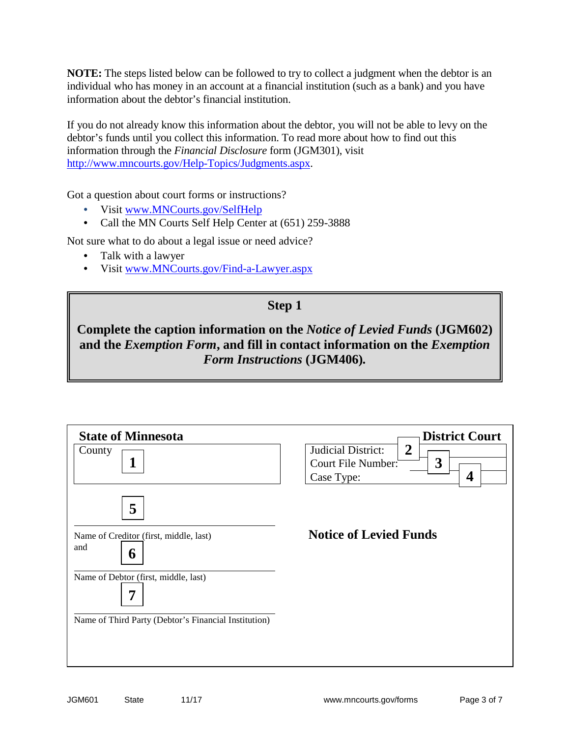**NOTE:** The steps listed below can be followed to try to collect a judgment when the debtor is an individual who has money in an account at a financial institution (such as a bank) and you have information about the debtor's financial institution.

If you do not already know this information about the debtor, you will not be able to levy on the debtor's funds until you collect this information. To read more about how to find out this information through the *Financial Disclosure* form (JGM301), visit http://www.mncourts.gov/Help-Topics/Judgments.aspx.

Got a question about court forms or instructions?

- Visit www.MNCourts.gov/SelfHelp
- Call the MN Courts Self Help Center at (651) 259-3888

Not sure what to do about a legal issue or need advice?

- Talk with a lawyer
- Visit www.MNCourts.gov/Find-a-Lawyer.aspx

## Step 1

**Complete the caption information on the *Notice of Levied Funds* (JGM602) and the *Exemption Form*, and fill in contact information on the *Exemption Form Instructions* (JGM406).**

| **State of Minnesota** | **District Court** |
|---|---|
| County **1** | Judicial District: **2** |
| | Court File Number: **3** |
| | Case Type: **4** |

**5**

Name of Creditor (first, middle, last)

and **6**

Name of Debtor (first, middle, last)

**7**

Name of Third Party (Debtor's Financial Institution)

**Notice of Levied Funds**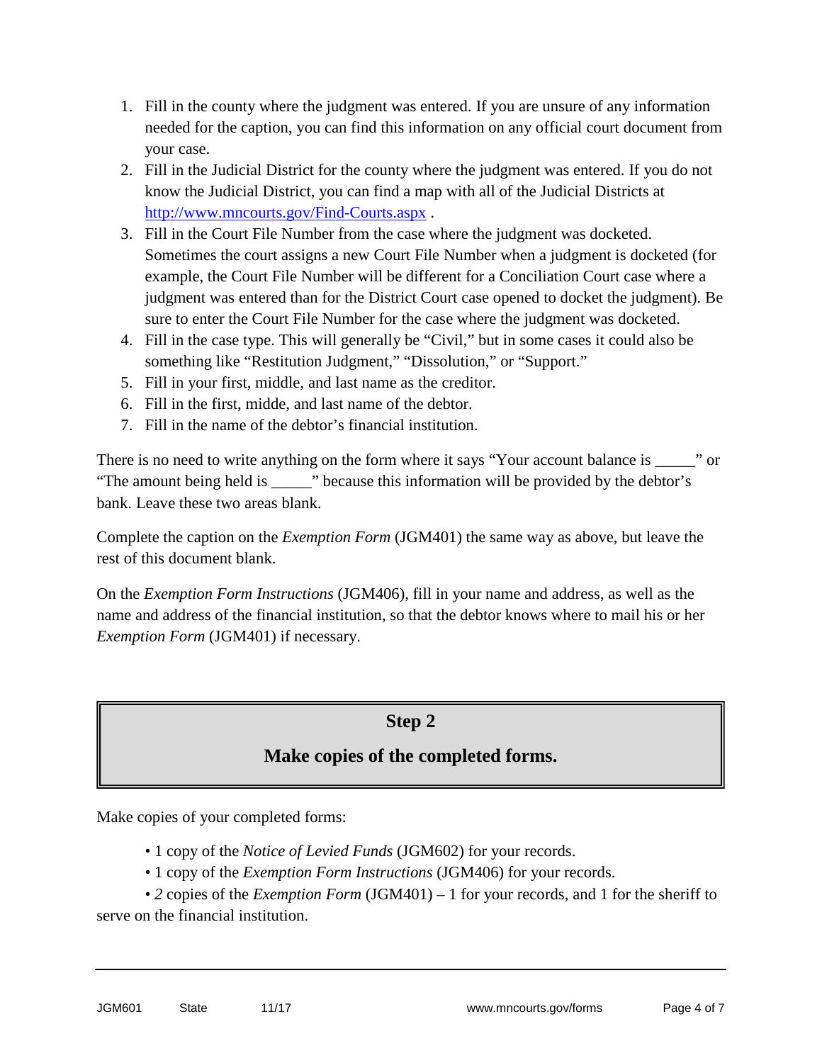1. Fill in the county where the judgment was entered. If you are unsure of any information needed for the caption, you can find this information on any official court document from your case.
2. Fill in the Judicial District for the county where the judgment was entered. If you do not know the Judicial District, you can find a map with all of the Judicial Districts at [http://www.mncourts.gov/Find-Courts.aspx](http://www.mncourts.gov/Find-Courts.aspx) .
3. Fill in the Court File Number from the case where the judgment was docketed. Sometimes the court assigns a new Court File Number when a judgment is docketed (for example, the Court File Number will be different for a Conciliation Court case where a judgment was entered than for the District Court case opened to docket the judgment). Be sure to enter the Court File Number for the case where the judgment was docketed.
4. Fill in the case type. This will generally be "Civil," but in some cases it could also be something like "Restitution Judgment," "Dissolution," or "Support."
5. Fill in your first, middle, and last name as the creditor.
6. Fill in the first, midde, and last name of the debtor.
7. Fill in the name of the debtor's financial institution.

There is no need to write anything on the form where it says "Your account balance is _____" or "The amount being held is _____" because this information will be provided by the debtor's bank. Leave these two areas blank.

Complete the caption on the *Exemption Form* (JGM401) the same way as above, but leave the rest of this document blank.

On the *Exemption Form Instructions* (JGM406), fill in your name and address, as well as the name and address of the financial institution, so that the debtor knows where to mail his or her *Exemption Form* (JGM401) if necessary.

## Step 2

## Make copies of the completed forms.

Make copies of your completed forms:

- 1 copy of the *Notice of Levied Funds* (JGM602) for your records.
- 1 copy of the *Exemption Form Instructions* (JGM406) for your records.
- *2* copies of the *Exemption Form* (JGM401) – 1 for your records, and 1 for the sheriff to serve on the financial institution.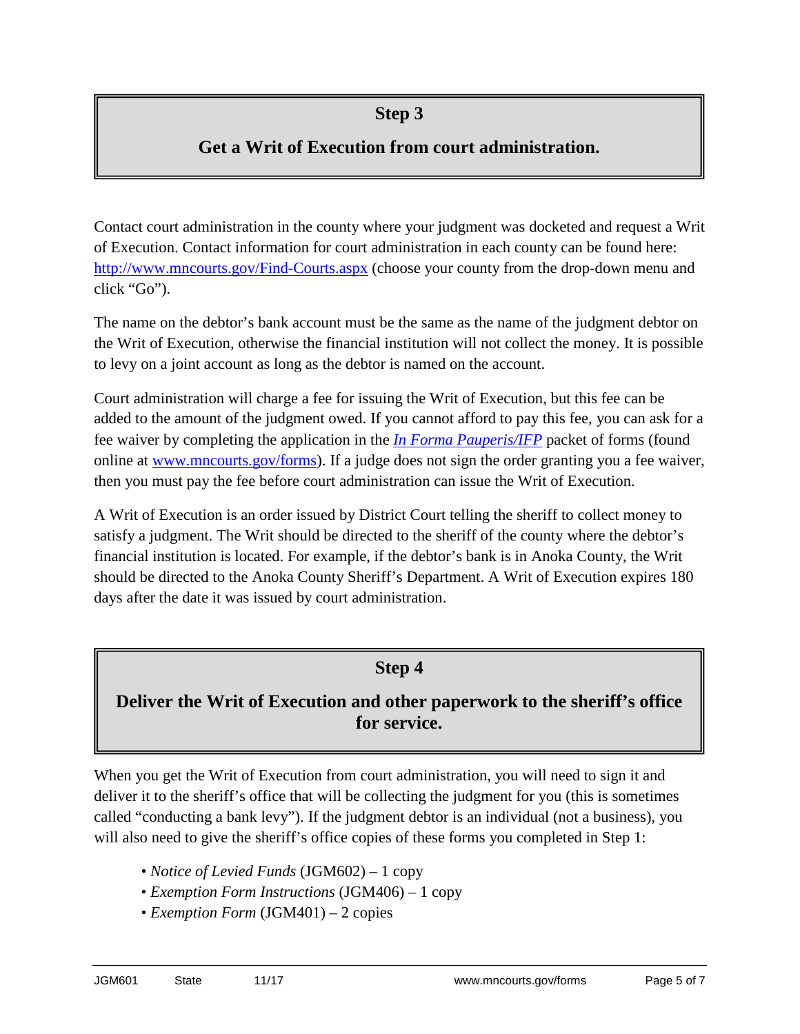## Step 3

## Get a Writ of Execution from court administration.

Contact court administration in the county where your judgment was docketed and request a Writ of Execution. Contact information for court administration in each county can be found here: [http://www.mncourts.gov/Find-Courts.aspx](http://www.mncourts.gov/Find-Courts.aspx) (choose your county from the drop-down menu and click "Go").

The name on the debtor's bank account must be the same as the name of the judgment debtor on the Writ of Execution, otherwise the financial institution will not collect the money. It is possible to levy on a joint account as long as the debtor is named on the account.

Court administration will charge a fee for issuing the Writ of Execution, but this fee can be added to the amount of the judgment owed. If you cannot afford to pay this fee, you can ask for a fee waiver by completing the application in the *In Forma Pauperis/IFP* packet of forms (found online at [www.mncourts.gov/forms](www.mncourts.gov/forms)). If a judge does not sign the order granting you a fee waiver, then you must pay the fee before court administration can issue the Writ of Execution.

A Writ of Execution is an order issued by District Court telling the sheriff to collect money to satisfy a judgment. The Writ should be directed to the sheriff of the county where the debtor's financial institution is located. For example, if the debtor's bank is in Anoka County, the Writ should be directed to the Anoka County Sheriff's Department. A Writ of Execution expires 180 days after the date it was issued by court administration.

## Step 4

## Deliver the Writ of Execution and other paperwork to the sheriff's office for service.

When you get the Writ of Execution from court administration, you will need to sign it and deliver it to the sheriff's office that will be collecting the judgment for you (this is sometimes called "conducting a bank levy"). If the judgment debtor is an individual (not a business), you will also need to give the sheriff's office copies of these forms you completed in Step 1:

- *Notice of Levied Funds* (JGM602) – 1 copy
- *Exemption Form Instructions* (JGM406) – 1 copy
- *Exemption Form* (JGM401) – 2 copies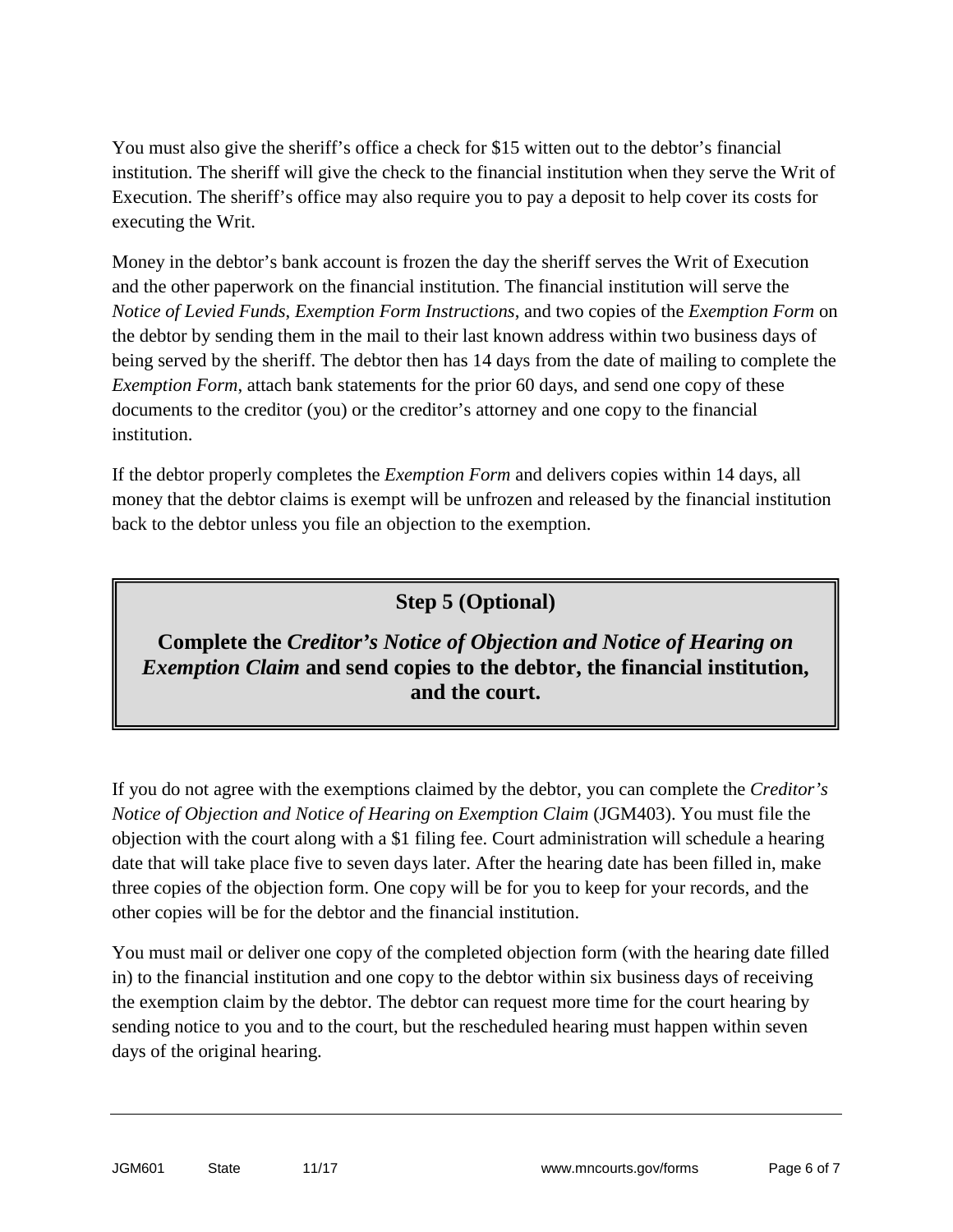You must also give the sheriff's office a check for $15 witten out to the debtor's financial institution. The sheriff will give the check to the financial institution when they serve the Writ of Execution. The sheriff's office may also require you to pay a deposit to help cover its costs for executing the Writ.

Money in the debtor's bank account is frozen the day the sheriff serves the Writ of Execution and the other paperwork on the financial institution. The financial institution will serve the *Notice of Levied Funds*, *Exemption Form Instructions*, and two copies of the *Exemption Form* on the debtor by sending them in the mail to their last known address within two business days of being served by the sheriff. The debtor then has 14 days from the date of mailing to complete the *Exemption Form*, attach bank statements for the prior 60 days, and send one copy of these documents to the creditor (you) or the creditor's attorney and one copy to the financial institution.

If the debtor properly completes the *Exemption Form* and delivers copies within 14 days, all money that the debtor claims is exempt will be unfrozen and released by the financial institution back to the debtor unless you file an objection to the exemption.

## Step 5 (Optional)

## Complete the *Creditor's Notice of Objection and Notice of Hearing on Exemption Claim* and send copies to the debtor, the financial institution, and the court.

If you do not agree with the exemptions claimed by the debtor, you can complete the *Creditor's Notice of Objection and Notice of Hearing on Exemption Claim* (JGM403). You must file the objection with the court along with a $1 filing fee. Court administration will schedule a hearing date that will take place five to seven days later. After the hearing date has been filled in, make three copies of the objection form. One copy will be for you to keep for your records, and the other copies will be for the debtor and the financial institution.

You must mail or deliver one copy of the completed objection form (with the hearing date filled in) to the financial institution and one copy to the debtor within six business days of receiving the exemption claim by the debtor. The debtor can request more time for the court hearing by sending notice to you and to the court, but the rescheduled hearing must happen within seven days of the original hearing.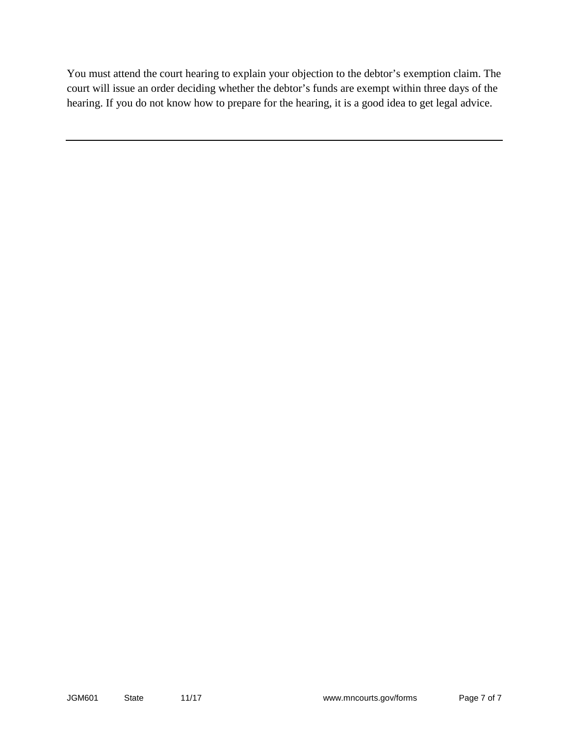You must attend the court hearing to explain your objection to the debtor's exemption claim. The court will issue an order deciding whether the debtor's funds are exempt within three days of the hearing. If you do not know how to prepare for the hearing, it is a good idea to get legal advice.

---